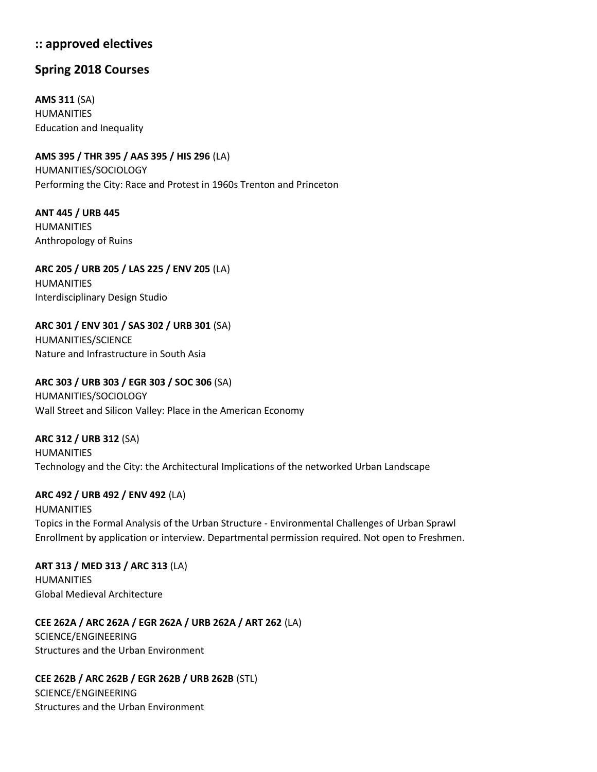## :: approved electives

## Spring 2018 Courses

**AMS 311** (SA)
HUMANITIES
Education and Inequality

**AMS 395 / THR 395 / AAS 395 / HIS 296** (LA)
HUMANITIES/SOCIOLOGY
Performing the City: Race and Protest in 1960s Trenton and Princeton

**ANT 445 / URB 445**
HUMANITIES
Anthropology of Ruins

**ARC 205 / URB 205 / LAS 225 / ENV 205** (LA)
HUMANITIES
Interdisciplinary Design Studio

**ARC 301 / ENV 301 / SAS 302 / URB 301** (SA)
HUMANITIES/SCIENCE
Nature and Infrastructure in South Asia

**ARC 303 / URB 303 / EGR 303 / SOC 306** (SA)
HUMANITIES/SOCIOLOGY
Wall Street and Silicon Valley: Place in the American Economy

**ARC 312 / URB 312** (SA)
HUMANITIES
Technology and the City: the Architectural Implications of the networked Urban Landscape

**ARC 492 / URB 492 / ENV 492** (LA)
HUMANITIES
Topics in the Formal Analysis of the Urban Structure - Environmental Challenges of Urban Sprawl
Enrollment by application or interview. Departmental permission required. Not open to Freshmen.

**ART 313 / MED 313 / ARC 313** (LA)
HUMANITIES
Global Medieval Architecture

**CEE 262A / ARC 262A / EGR 262A / URB 262A / ART 262** (LA)
SCIENCE/ENGINEERING
Structures and the Urban Environment

**CEE 262B / ARC 262B / EGR 262B / URB 262B** (STL)
SCIENCE/ENGINEERING
Structures and the Urban Environment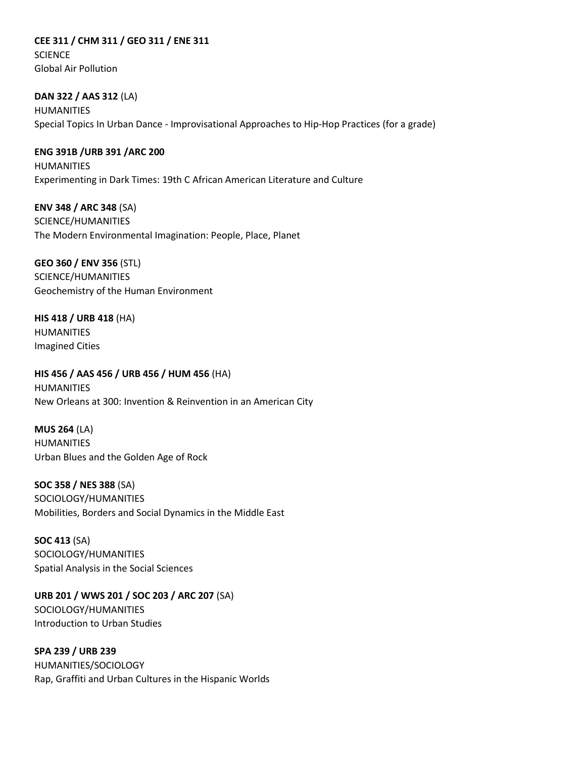**CEE 311 / CHM 311 / GEO 311 / ENE 311**
SCIENCE
Global Air Pollution

**DAN 322 / AAS 312** (LA)
HUMANITIES
Special Topics In Urban Dance - Improvisational Approaches to Hip-Hop Practices (for a grade)

**ENG 391B /URB 391 /ARC 200**
HUMANITIES
Experimenting in Dark Times: 19th C African American Literature and Culture

**ENV 348 / ARC 348** (SA)
SCIENCE/HUMANITIES
The Modern Environmental Imagination: People, Place, Planet

**GEO 360 / ENV 356** (STL)
SCIENCE/HUMANITIES
Geochemistry of the Human Environment

**HIS 418 / URB 418** (HA)
HUMANITIES
Imagined Cities

**HIS 456 / AAS 456 / URB 456 / HUM 456** (HA)
HUMANITIES
New Orleans at 300: Invention & Reinvention in an American City

**MUS 264** (LA)
HUMANITIES
Urban Blues and the Golden Age of Rock

**SOC 358 / NES 388** (SA)
SOCIOLOGY/HUMANITIES
Mobilities, Borders and Social Dynamics in the Middle East

**SOC 413** (SA)
SOCIOLOGY/HUMANITIES
Spatial Analysis in the Social Sciences

**URB 201 / WWS 201 / SOC 203 / ARC 207** (SA)
SOCIOLOGY/HUMANITIES
Introduction to Urban Studies

**SPA 239 / URB 239**
HUMANITIES/SOCIOLOGY
Rap, Graffiti and Urban Cultures in the Hispanic Worlds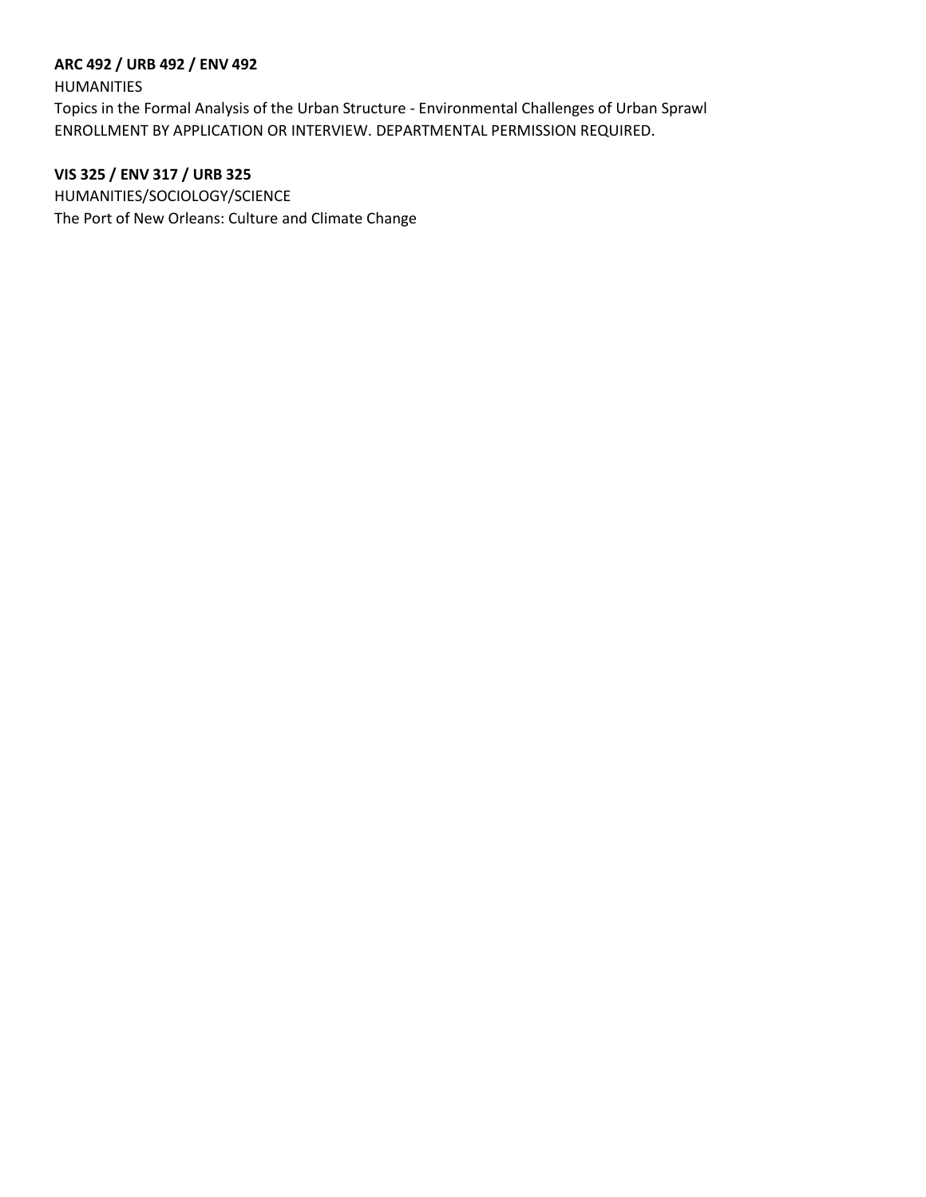**ARC 492 / URB 492 / ENV 492**
HUMANITIES
Topics in the Formal Analysis of the Urban Structure - Environmental Challenges of Urban Sprawl
ENROLLMENT BY APPLICATION OR INTERVIEW. DEPARTMENTAL PERMISSION REQUIRED.

**VIS 325 / ENV 317 / URB 325**
HUMANITIES/SOCIOLOGY/SCIENCE
The Port of New Orleans: Culture and Climate Change